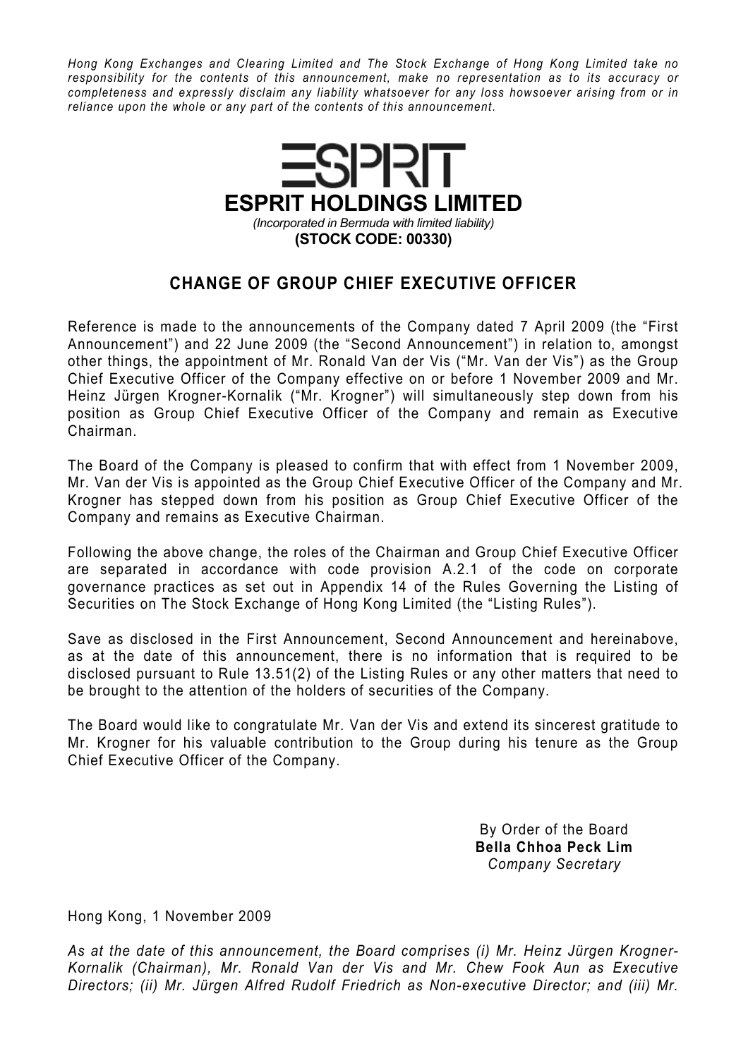*Hong Kong Exchanges and Clearing Limited and The Stock Exchange of Hong Kong Limited take no responsibility for the contents of this announcement, make no representation as to its accuracy or completeness and expressly disclaim any liability whatsoever for any loss howsoever arising from or in reliance upon the whole or any part of the contents of this announcement.*

# ESPRIT HOLDINGS LIMITED

*(Incorporated in Bermuda with limited liability)*

**(STOCK CODE: 00330)**

## CHANGE OF GROUP CHIEF EXECUTIVE OFFICER

Reference is made to the announcements of the Company dated 7 April 2009 (the "First Announcement") and 22 June 2009 (the "Second Announcement") in relation to, amongst other things, the appointment of Mr. Ronald Van der Vis ("Mr. Van der Vis") as the Group Chief Executive Officer of the Company effective on or before 1 November 2009 and Mr. Heinz Jürgen Krogner-Kornalik ("Mr. Krogner") will simultaneously step down from his position as Group Chief Executive Officer of the Company and remain as Executive Chairman.

The Board of the Company is pleased to confirm that with effect from 1 November 2009, Mr. Van der Vis is appointed as the Group Chief Executive Officer of the Company and Mr. Krogner has stepped down from his position as Group Chief Executive Officer of the Company and remains as Executive Chairman.

Following the above change, the roles of the Chairman and Group Chief Executive Officer are separated in accordance with code provision A.2.1 of the code on corporate governance practices as set out in Appendix 14 of the Rules Governing the Listing of Securities on The Stock Exchange of Hong Kong Limited (the "Listing Rules").

Save as disclosed in the First Announcement, Second Announcement and hereinabove, as at the date of this announcement, there is no information that is required to be disclosed pursuant to Rule 13.51(2) of the Listing Rules or any other matters that need to be brought to the attention of the holders of securities of the Company.

The Board would like to congratulate Mr. Van der Vis and extend its sincerest gratitude to Mr. Krogner for his valuable contribution to the Group during his tenure as the Group Chief Executive Officer of the Company.

By Order of the Board
**Bella Chhoa Peck Lim**
*Company Secretary*

Hong Kong, 1 November 2009

*As at the date of this announcement, the Board comprises (i) Mr. Heinz Jürgen Krogner-Kornalik (Chairman), Mr. Ronald Van der Vis and Mr. Chew Fook Aun as Executive Directors; (ii) Mr. Jürgen Alfred Rudolf Friedrich as Non-executive Director; and (iii) Mr.*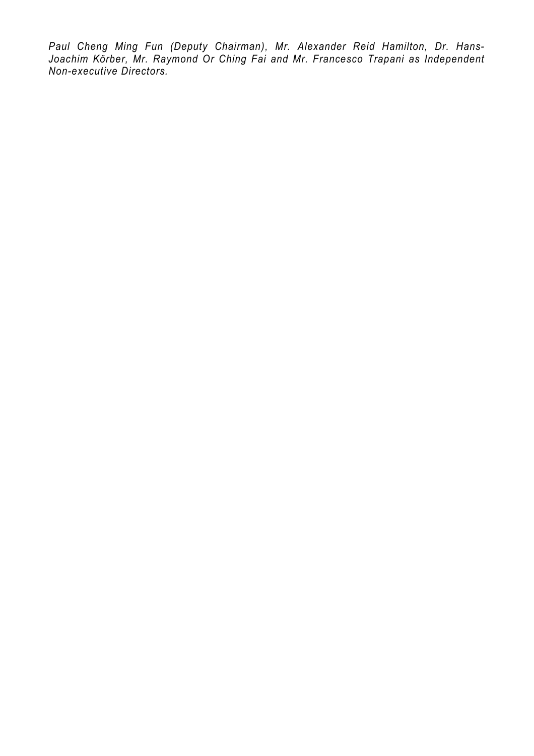*Paul Cheng Ming Fun (Deputy Chairman), Mr. Alexander Reid Hamilton, Dr. Hans-Joachim Körber, Mr. Raymond Or Ching Fai and Mr. Francesco Trapani as Independent Non-executive Directors.*